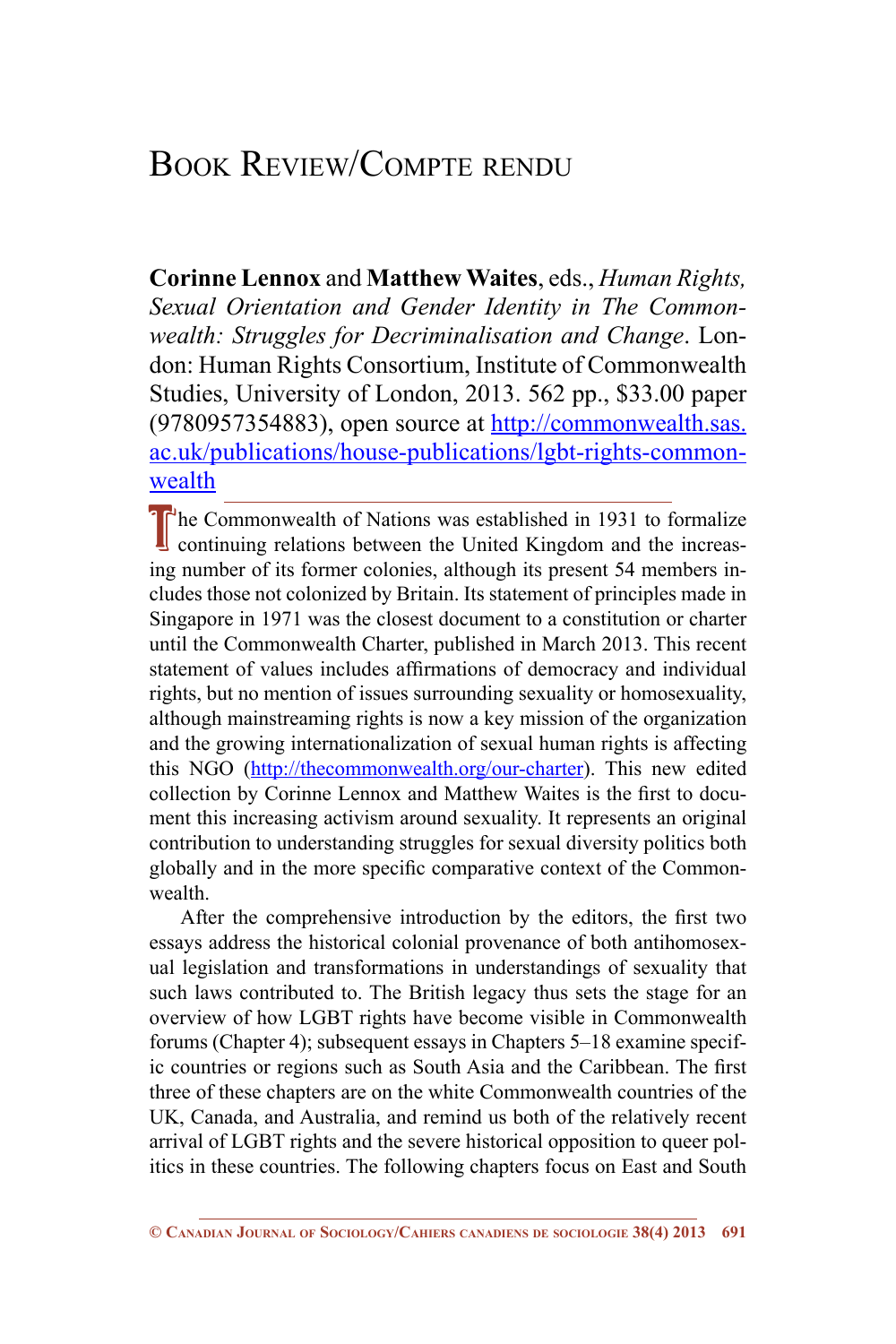# Book Review/Compte rendu

**Corinne Lennox** and **Matthew Waites**, eds., *Human Rights, Sexual Orientation and Gender Identity in The Commonwealth: Struggles for Decriminalisation and Change*. London: Human Rights Consortium, Institute of Commonwealth Studies, University of London, 2013. 562 pp., $33.00 paper (9780957354883), open source at http://commonwealth.sas.ac.uk/publications/house-publications/lgbt-rights-commonwealth

The Commonwealth of Nations was established in 1931 to formalize continuing relations between the United Kingdom and the increasing number of its former colonies, although its present 54 members includes those not colonized by Britain. Its statement of principles made in Singapore in 1971 was the closest document to a constitution or charter until the Commonwealth Charter, published in March 2013. This recent statement of values includes affirmations of democracy and individual rights, but no mention of issues surrounding sexuality or homosexuality, although mainstreaming rights is now a key mission of the organization and the growing internationalization of sexual human rights is affecting this NGO (http://thecommonwealth.org/our-charter). This new edited collection by Corinne Lennox and Matthew Waites is the first to document this increasing activism around sexuality. It represents an original contribution to understanding struggles for sexual diversity politics both globally and in the more specific comparative context of the Commonwealth.

After the comprehensive introduction by the editors, the first two essays address the historical colonial provenance of both antihomosexual legislation and transformations in understandings of sexuality that such laws contributed to. The British legacy thus sets the stage for an overview of how LGBT rights have become visible in Commonwealth forums (Chapter 4); subsequent essays in Chapters 5–18 examine specific countries or regions such as South Asia and the Caribbean. The first three of these chapters are on the white Commonwealth countries of the UK, Canada, and Australia, and remind us both of the relatively recent arrival of LGBT rights and the severe historical opposition to queer politics in these countries. The following chapters focus on East and South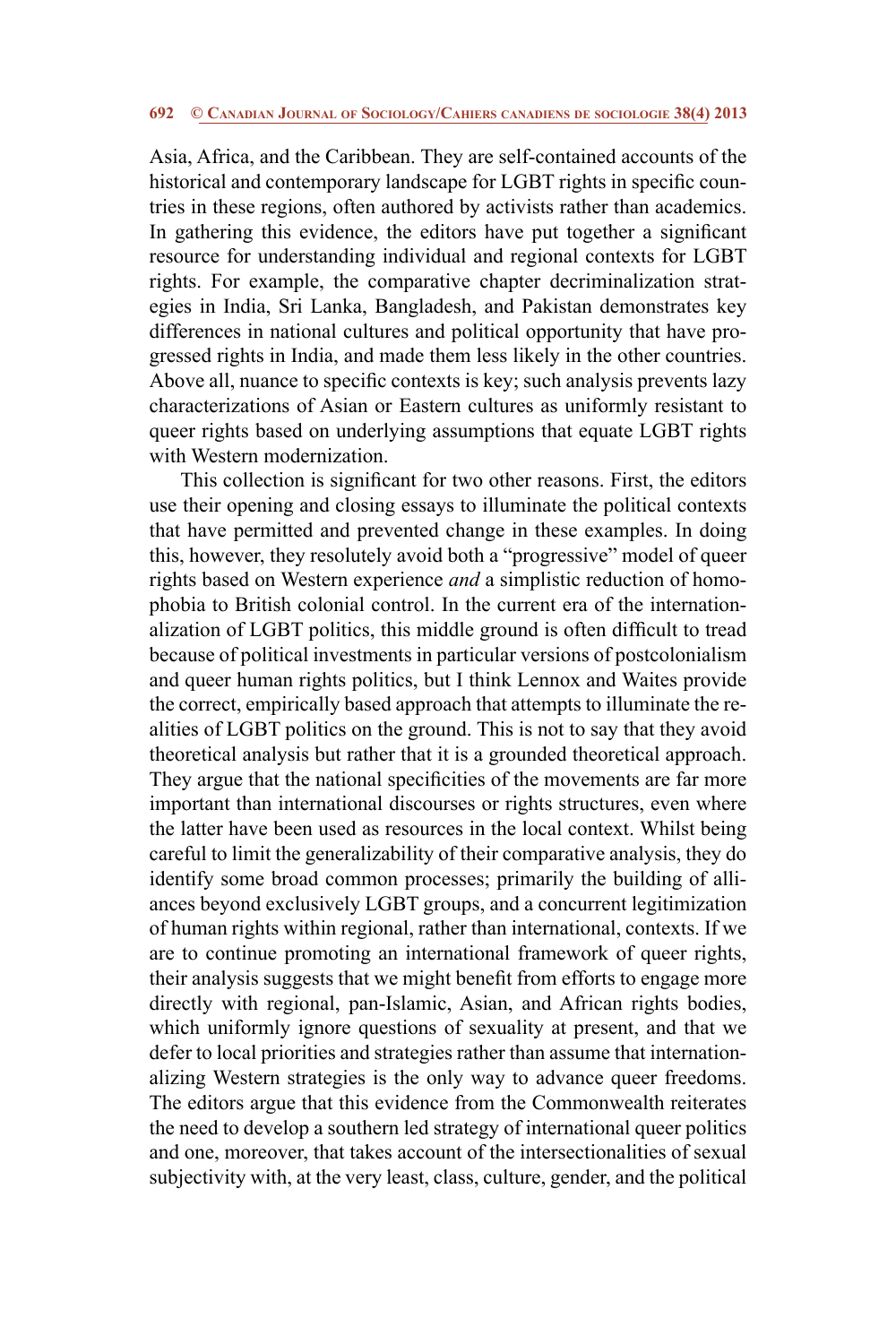Asia, Africa, and the Caribbean. They are self-contained accounts of the historical and contemporary landscape for LGBT rights in specific countries in these regions, often authored by activists rather than academics. In gathering this evidence, the editors have put together a significant resource for understanding individual and regional contexts for LGBT rights. For example, the comparative chapter decriminalization strategies in India, Sri Lanka, Bangladesh, and Pakistan demonstrates key differences in national cultures and political opportunity that have progressed rights in India, and made them less likely in the other countries. Above all, nuance to specific contexts is key; such analysis prevents lazy characterizations of Asian or Eastern cultures as uniformly resistant to queer rights based on underlying assumptions that equate LGBT rights with Western modernization.

This collection is significant for two other reasons. First, the editors use their opening and closing essays to illuminate the political contexts that have permitted and prevented change in these examples. In doing this, however, they resolutely avoid both a "progressive" model of queer rights based on Western experience *and* a simplistic reduction of homophobia to British colonial control. In the current era of the internationalization of LGBT politics, this middle ground is often difficult to tread because of political investments in particular versions of postcolonialism and queer human rights politics, but I think Lennox and Waites provide the correct, empirically based approach that attempts to illuminate the realities of LGBT politics on the ground. This is not to say that they avoid theoretical analysis but rather that it is a grounded theoretical approach. They argue that the national specificities of the movements are far more important than international discourses or rights structures, even where the latter have been used as resources in the local context. Whilst being careful to limit the generalizability of their comparative analysis, they do identify some broad common processes; primarily the building of alliances beyond exclusively LGBT groups, and a concurrent legitimization of human rights within regional, rather than international, contexts. If we are to continue promoting an international framework of queer rights, their analysis suggests that we might benefit from efforts to engage more directly with regional, pan-Islamic, Asian, and African rights bodies, which uniformly ignore questions of sexuality at present, and that we defer to local priorities and strategies rather than assume that internationalizing Western strategies is the only way to advance queer freedoms. The editors argue that this evidence from the Commonwealth reiterates the need to develop a southern led strategy of international queer politics and one, moreover, that takes account of the intersectionalities of sexual subjectivity with, at the very least, class, culture, gender, and the political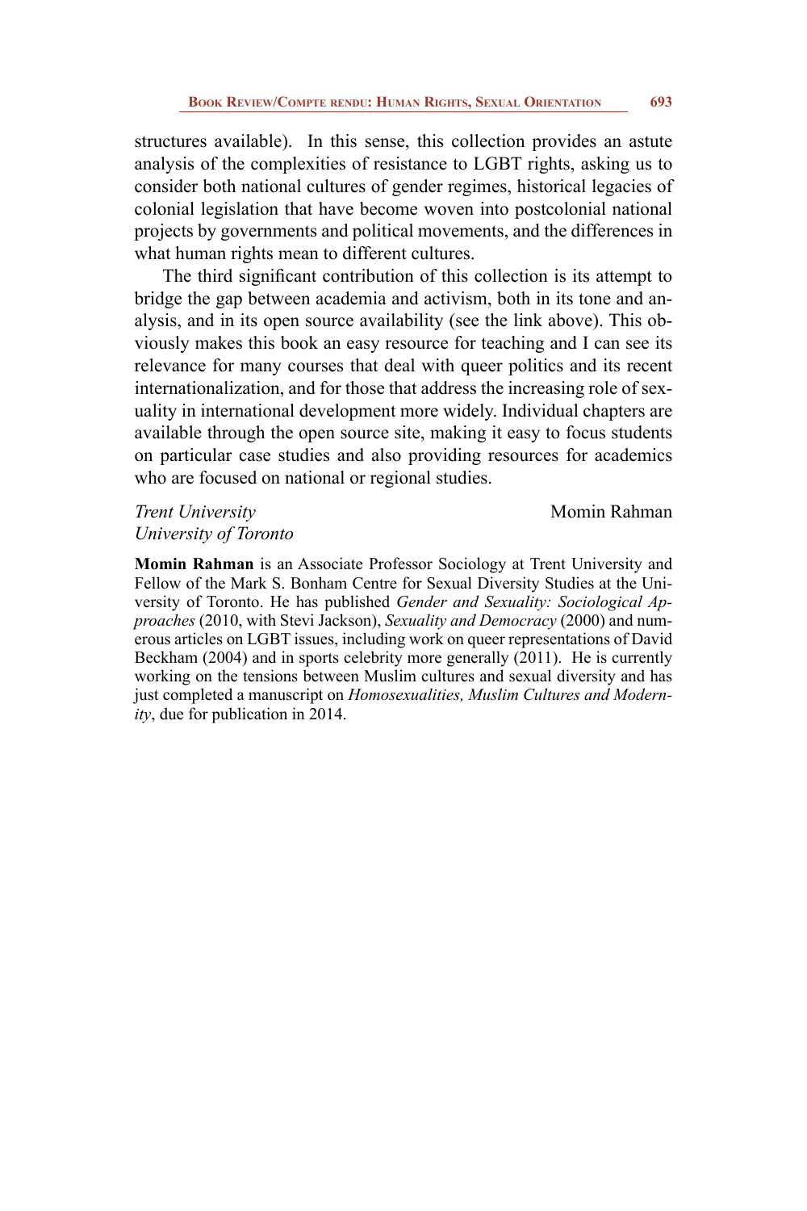structures available). In this sense, this collection provides an astute analysis of the complexities of resistance to LGBT rights, asking us to consider both national cultures of gender regimes, historical legacies of colonial legislation that have become woven into postcolonial national projects by governments and political movements, and the differences in what human rights mean to different cultures.

The third significant contribution of this collection is its attempt to bridge the gap between academia and activism, both in its tone and analysis, and in its open source availability (see the link above). This obviously makes this book an easy resource for teaching and I can see its relevance for many courses that deal with queer politics and its recent internationalization, and for those that address the increasing role of sexuality in international development more widely. Individual chapters are available through the open source site, making it easy to focus students on particular case studies and also providing resources for academics who are focused on national or regional studies.

*Trent University*
*University of Toronto*

Momin Rahman

**Momin Rahman** is an Associate Professor Sociology at Trent University and Fellow of the Mark S. Bonham Centre for Sexual Diversity Studies at the University of Toronto. He has published *Gender and Sexuality: Sociological Approaches* (2010, with Stevi Jackson), *Sexuality and Democracy* (2000) and numerous articles on LGBT issues, including work on queer representations of David Beckham (2004) and in sports celebrity more generally (2011). He is currently working on the tensions between Muslim cultures and sexual diversity and has just completed a manuscript on *Homosexualities, Muslim Cultures and Modernity*, due for publication in 2014.